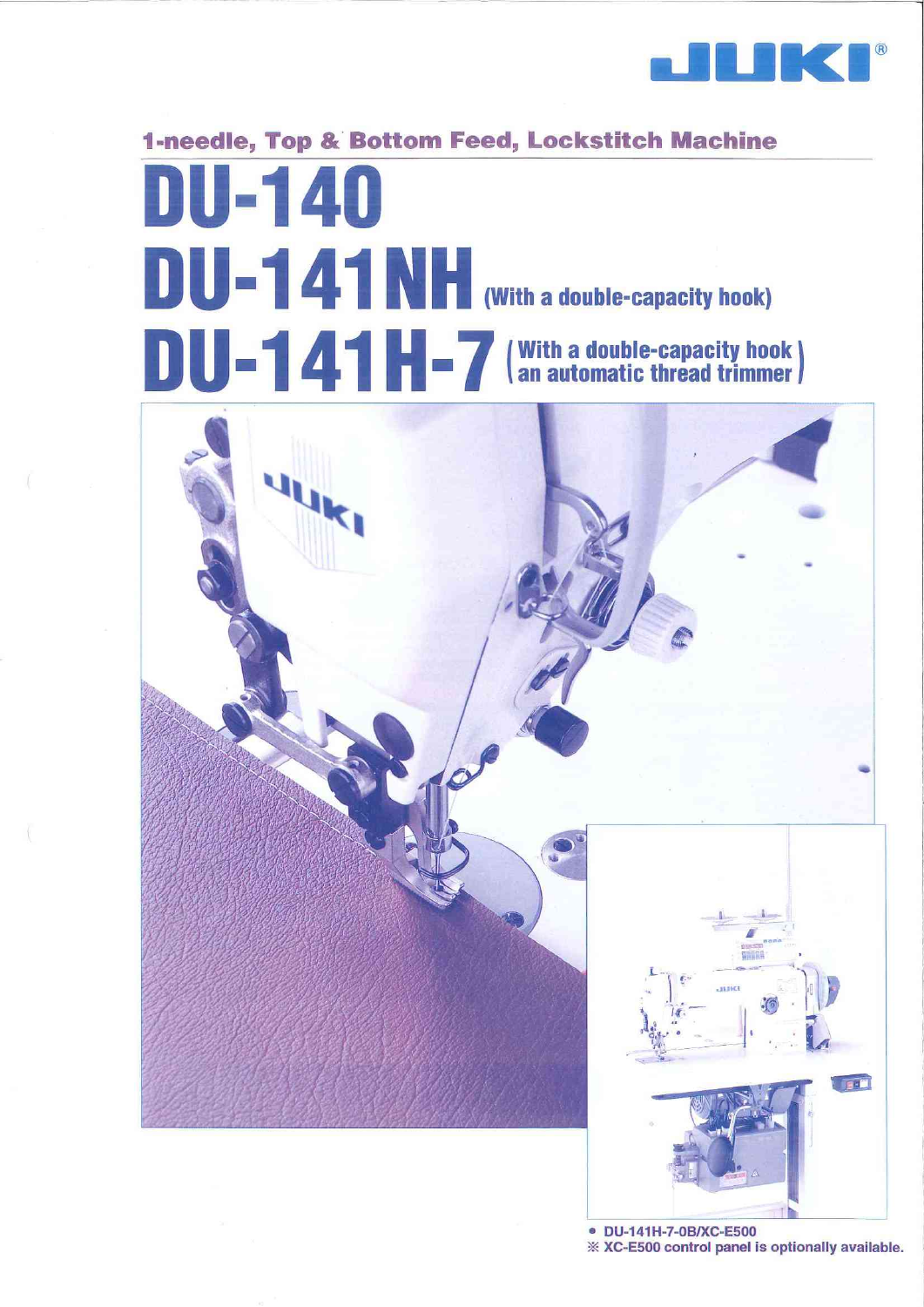JUKI®

## 1-needle, Top & Bottom Feed, Lockstitch Machine

# DU-140

# DU-141NH (With a double-capacity hook)

# DU-141H-7 (With a double-capacity hook an automatic thread trimmer)

- DU-141H-7-0B/XC-E500

※ XC-E500 control panel is optionally available.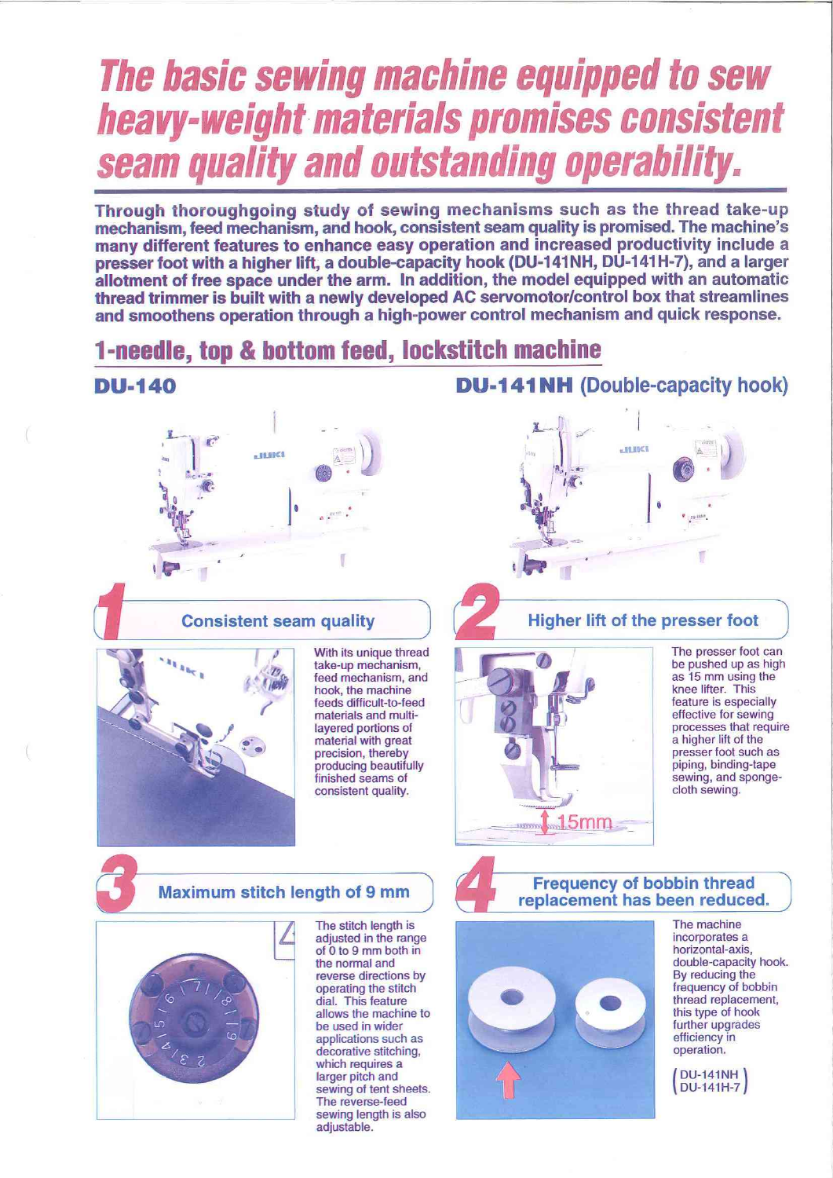# The basic sewing machine equipped to sew heavy-weight materials promises consistent seam quality and outstanding operability.

**Through thoroughgoing study of sewing mechanisms such as the thread take-up mechanism, feed mechanism, and hook, consistent seam quality is promised. The machine's many different features to enhance easy operation and increased productivity include a presser foot with a higher lift, a double-capacity hook (DU-141NH, DU-141H-7), and a larger allotment of free space under the arm. In addition, the model equipped with an automatic thread trimmer is built with a newly developed AC servomotor/control box that streamlines and smoothens operation through a high-power control mechanism and quick response.**

## 1-needle, top & bottom feed, lockstitch machine

### DU-140

### DU-141NH (Double-capacity hook)

### 1 Consistent seam quality

With its unique thread take-up mechanism, feed mechanism, and hook, the machine feeds difficult-to-feed materials and multi-layered portions of material with great precision, thereby producing beautifully finished seams of consistent quality.

### 2 Higher lift of the presser foot

The presser foot can be pushed up as high as 15 mm using the knee lifter. This feature is especially effective for sewing processes that require a higher lift of the presser foot such as piping, binding-tape sewing, and sponge-cloth sewing.

15mm

### 3 Maximum stitch length of 9 mm

The stitch length is adjusted in the range of 0 to 9 mm both in the normal and reverse directions by operating the stitch dial. This feature allows the machine to be used in wider applications such as decorative stitching, which requires a larger pitch and sewing of tent sheets. The reverse-feed sewing length is also adjustable.

### 4 Frequency of bobbin thread replacement has been reduced.

The machine incorporates a horizontal-axis, double-capacity hook. By reducing the frequency of bobbin thread replacement, this type of hook further upgrades efficiency in operation.

(DU-141NH, DU-141H-7)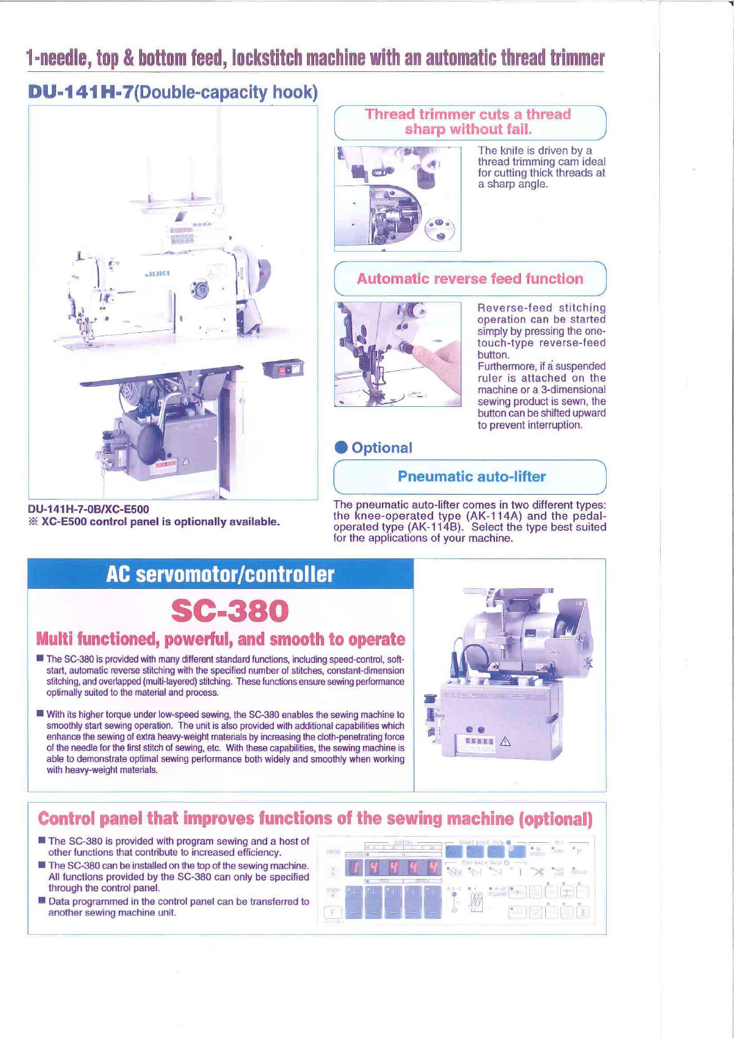# 1-needle, top & bottom feed, lockstitch machine with an automatic thread trimmer

## DU-141H-7(Double-capacity hook)

DU-141H-7-0B/XC-E500
※ XC-E500 control panel is optionally available.

### Thread trimmer cuts a thread sharp without fail.

The knife is driven by a thread trimming cam ideal for cutting thick threads at a sharp angle.

### Automatic reverse feed function

Reverse-feed stitching operation can be started simply by pressing the one-touch-type reverse-feed button.
Furthermore, if a suspended ruler is attached on the machine or a 3-dimensional sewing product is sewn, the button can be shifted upward to prevent interruption.

### ● Optional

### Pneumatic auto-lifter

The pneumatic auto-lifter comes in two different types: the knee-operated type (AK-114A) and the pedal-operated type (AK-114B). Select the type best suited for the applications of your machine.

## AC servomotor/controller

# SC-380

### Multi functioned, powerful, and smooth to operate

- The SC-380 is provided with many different standard functions, including speed-control, soft-start, automatic reverse stitching with the specified number of stitches, constant-dimension stitching, and overlapped (multi-layered) stitching. These functions ensure sewing performance optimally suited to the material and process.
- With its higher torque under low-speed sewing, the SC-380 enables the sewing machine to smoothly start sewing operation. The unit is also provided with additional capabilities which enhance the sewing of extra heavy-weight materials by increasing the cloth-penetrating force of the needle for the first stitch of sewing, etc. With these capabilities, the sewing machine is able to demonstrate optimal sewing performance both widely and smoothly when working with heavy-weight materials.

## Control panel that improves functions of the sewing machine (optional)

- The SC-380 is provided with program sewing and a host of other functions that contribute to increased efficiency.
- The SC-380 can be installed on the top of the sewing machine. All functions provided by the SC-380 can only be specified through the control panel.
- Data programmed in the control panel can be transferred to another sewing machine unit.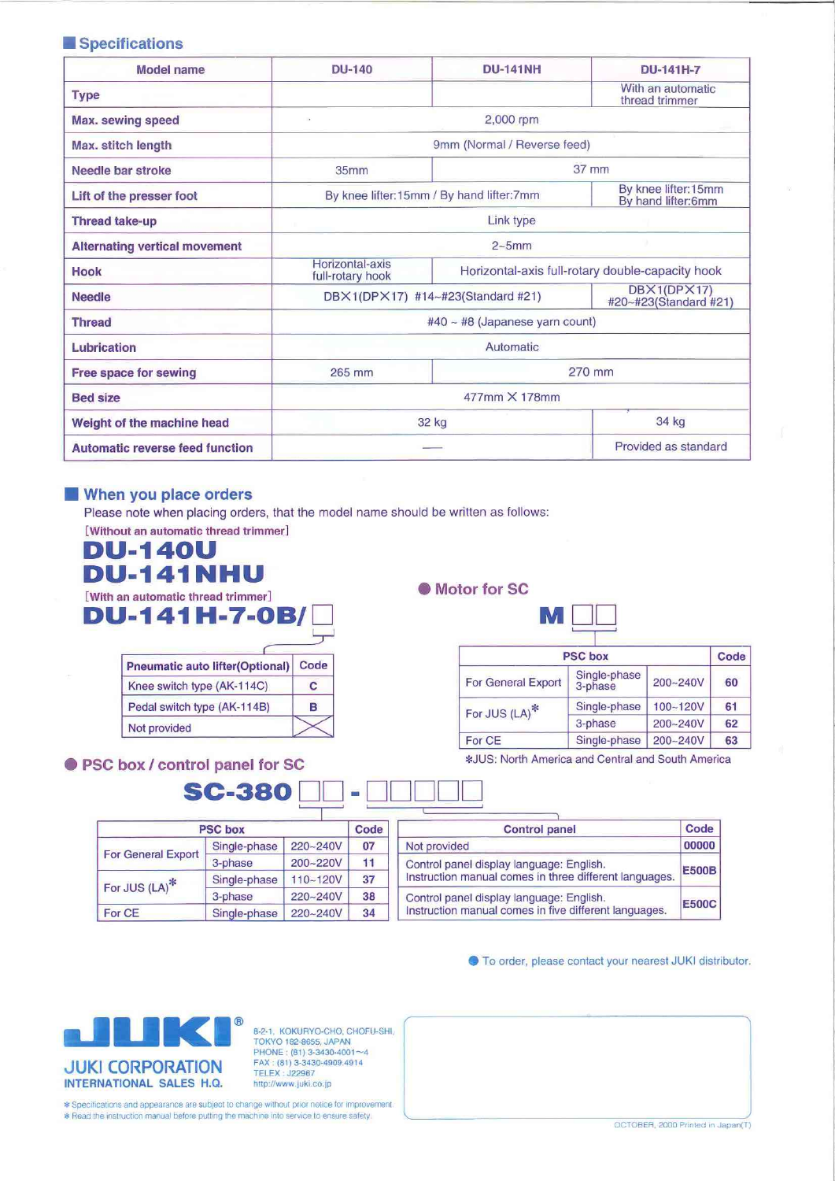## Specifications

| Model name | DU-140 | DU-141NH | DU-141H-7 |
|---|---|---|---|
| Type | | | With an automatic thread trimmer |
| Max. sewing speed | 2,000 rpm | | |
| Max. stitch length | 9mm (Normal / Reverse feed) | | |
| Needle bar stroke | 35mm | 37 mm | |
| Lift of the presser foot | By knee lifter:15mm / By hand lifter:7mm | | By knee lifter:15mm By hand lifter:6mm |
| Thread take-up | Link type | | |
| Alternating vertical movement | 2~5mm | | |
| Hook | Horizontal-axis full-rotary hook | Horizontal-axis full-rotary double-capacity hook | |
| Needle | DBX1(DPX17) #14~#23(Standard #21) | | DBX1(DPX17) #20~#23(Standard #21) |
| Thread | #40 ~ #8 (Japanese yarn count) | | |
| Lubrication | Automatic | | |
| Free space for sewing | 265 mm | 270 mm | |
| Bed size | 477mm X 178mm | | |
| Weight of the machine head | 32 kg | | 34 kg |
| Automatic reverse feed function | — | | Provided as standard |

## When you place orders

Please note when placing orders, that the model name should be written as follows:

[Without an automatic thread trimmer]

**DU-140U**

**DU-141NHU**

[With an automatic thread trimmer]

**DU-141H-7-0B/□**

| Pneumatic auto lifter(Optional) | Code |
|---|---|
| Knee switch type (AK-114C) | C |
| Pedal switch type (AK-114B) | B |
| Not provided | ⊠ |

### ● Motor for SC

**M□□**

| PSC box | | | Code |
|---|---|---|---|
| For General Export | Single-phase 3-phase | 200~240V | 60 |
| For JUS (LA)* | Single-phase | 100~120V | 61 |
| | 3-phase | 200~240V | 62 |
| For CE | Single-phase | 200~240V | 63 |

*JUS: North America and Central and South America

### ● PSC box / control panel for SC

**SC-380□□-□□□□□**

| PSC box | | | Code |
|---|---|---|---|
| For General Export | Single-phase | 220~240V | 07 |
| | 3-phase | 200~220V | 11 |
| For JUS (LA)* | Single-phase | 110~120V | 37 |
| | 3-phase | 220~240V | 38 |
| For CE | Single-phase | 220~240V | 34 |

| Control panel | Code |
|---|---|
| Not provided | 00000 |
| Control panel display language: English. Instruction manual comes in three different languages. | E500B |
| Control panel display language: English. Instruction manual comes in five different languages. | E500C |

● To order, please contact your nearest JUKI distributor.

**JUKI CORPORATION**
**INTERNATIONAL SALES H.Q.**

8-2-1, KOKURYO-CHO, CHOFU-SHI, TOKYO 182-8655, JAPAN
PHONE : (81) 3-3430-4001~4
FAX : (81) 3-3430-4909.4914
TELEX : J22967
http://www.juki.co.jp

* Specifications and appearance are subject to change without prior notice for improvement.
* Read the instruction manual before putting the machine into service to ensure safety.

OCTOBER, 2000 Printed in Japan(T)